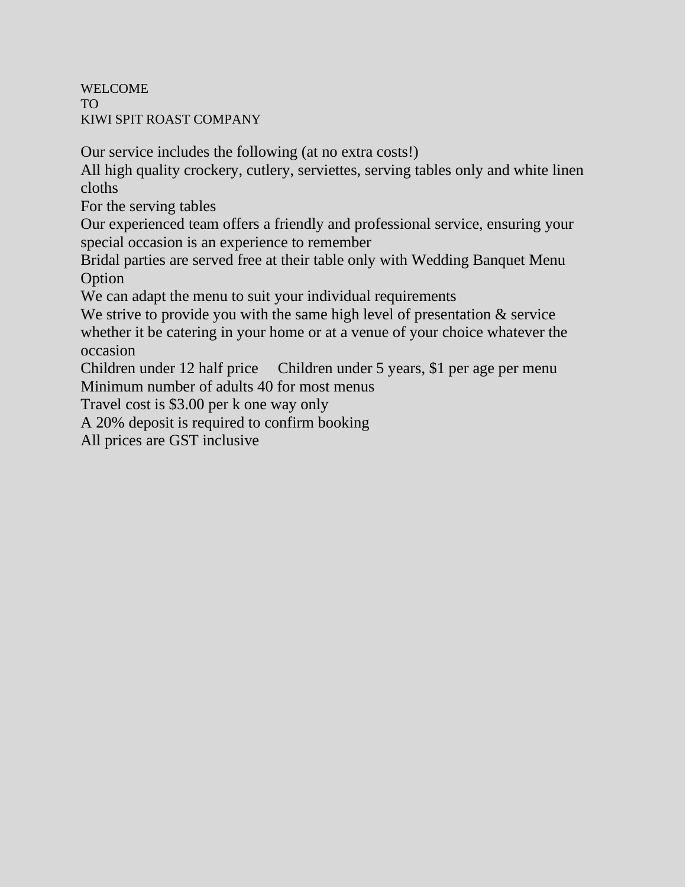WELCOME
TO
KIWI SPIT ROAST COMPANY

Our service includes the following (at no extra costs!)

All high quality crockery, cutlery, serviettes, serving tables only and white linen cloths

For the serving tables

Our experienced team offers a friendly and professional service, ensuring your special occasion is an experience to remember

Bridal parties are served free at their table only with Wedding Banquet Menu Option

We can adapt the menu to suit your individual requirements

We strive to provide you with the same high level of presentation & service whether it be catering in your home or at a venue of your choice whatever the occasion

Children under 12 half price     Children under 5 years, $1 per age per menu

Minimum number of adults 40 for most menus

Travel cost is $3.00 per k one way only

A 20% deposit is required to confirm booking

All prices are GST inclusive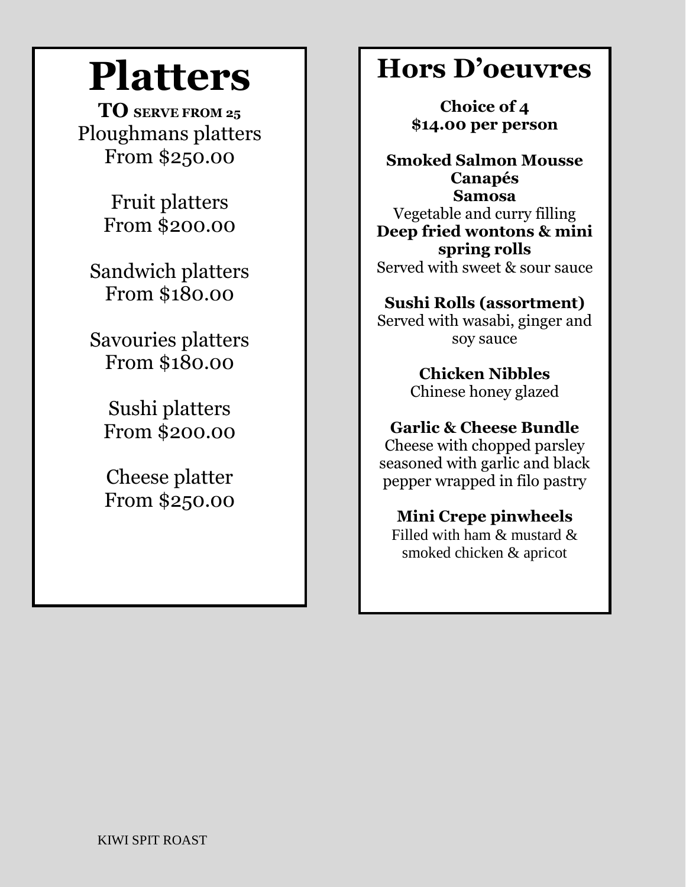# Platters

**TO SERVE FROM 25**

Ploughmans platters
From $250.00

Fruit platters
From $200.00

Sandwich platters
From $180.00

Savouries platters
From $180.00

Sushi platters
From $200.00

Cheese platter
From $250.00

# Hors D'oeuvres

**Choice of 4**
**$14.00 per person**

**Smoked Salmon Mousse Canapés**

**Samosa**
Vegetable and curry filling

**Deep fried wontons & mini spring rolls**
Served with sweet & sour sauce

**Sushi Rolls (assortment)**
Served with wasabi, ginger and soy sauce

**Chicken Nibbles**
Chinese honey glazed

**Garlic & Cheese Bundle**
Cheese with chopped parsley seasoned with garlic and black pepper wrapped in filo pastry

**Mini Crepe pinwheels**
Filled with ham & mustard & smoked chicken & apricot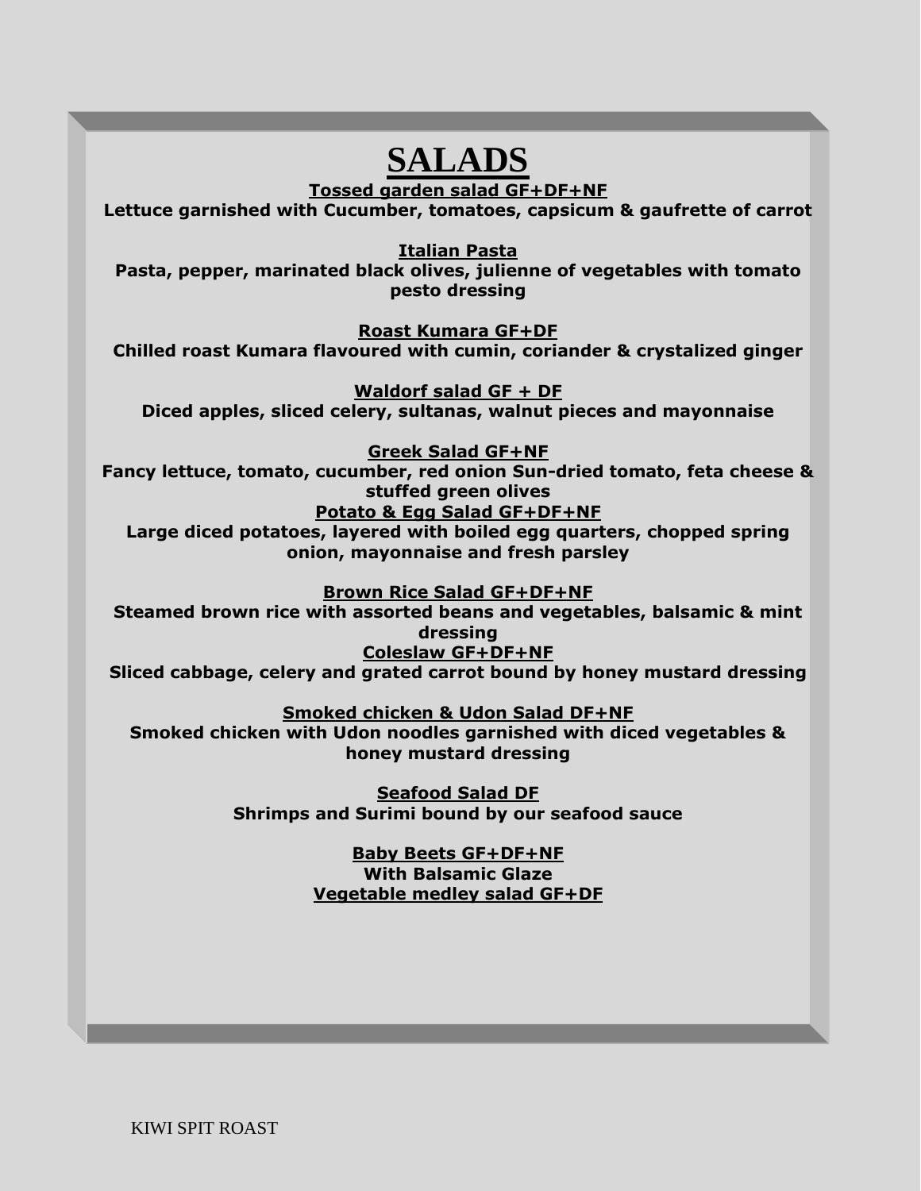# SALADS

**Tossed garden salad GF+DF+NF**
**Lettuce garnished with Cucumber, tomatoes, capsicum & gaufrette of carrot**

**Italian Pasta**
**Pasta, pepper, marinated black olives, julienne of vegetables with tomato pesto dressing**

**Roast Kumara GF+DF**
**Chilled roast Kumara flavoured with cumin, coriander & crystalized ginger**

**Waldorf salad GF + DF**
**Diced apples, sliced celery, sultanas, walnut pieces and mayonnaise**

**Greek Salad GF+NF**
**Fancy lettuce, tomato, cucumber, red onion Sun-dried tomato, feta cheese & stuffed green olives**

**Potato & Egg Salad GF+DF+NF**
**Large diced potatoes, layered with boiled egg quarters, chopped spring onion, mayonnaise and fresh parsley**

**Brown Rice Salad GF+DF+NF**
**Steamed brown rice with assorted beans and vegetables, balsamic & mint dressing**

**Coleslaw GF+DF+NF**
**Sliced cabbage, celery and grated carrot bound by honey mustard dressing**

**Smoked chicken & Udon Salad DF+NF**
**Smoked chicken with Udon noodles garnished with diced vegetables & honey mustard dressing**

**Seafood Salad DF**
**Shrimps and Surimi bound by our seafood sauce**

**Baby Beets GF+DF+NF**
**With Balsamic Glaze**

**Vegetable medley salad GF+DF**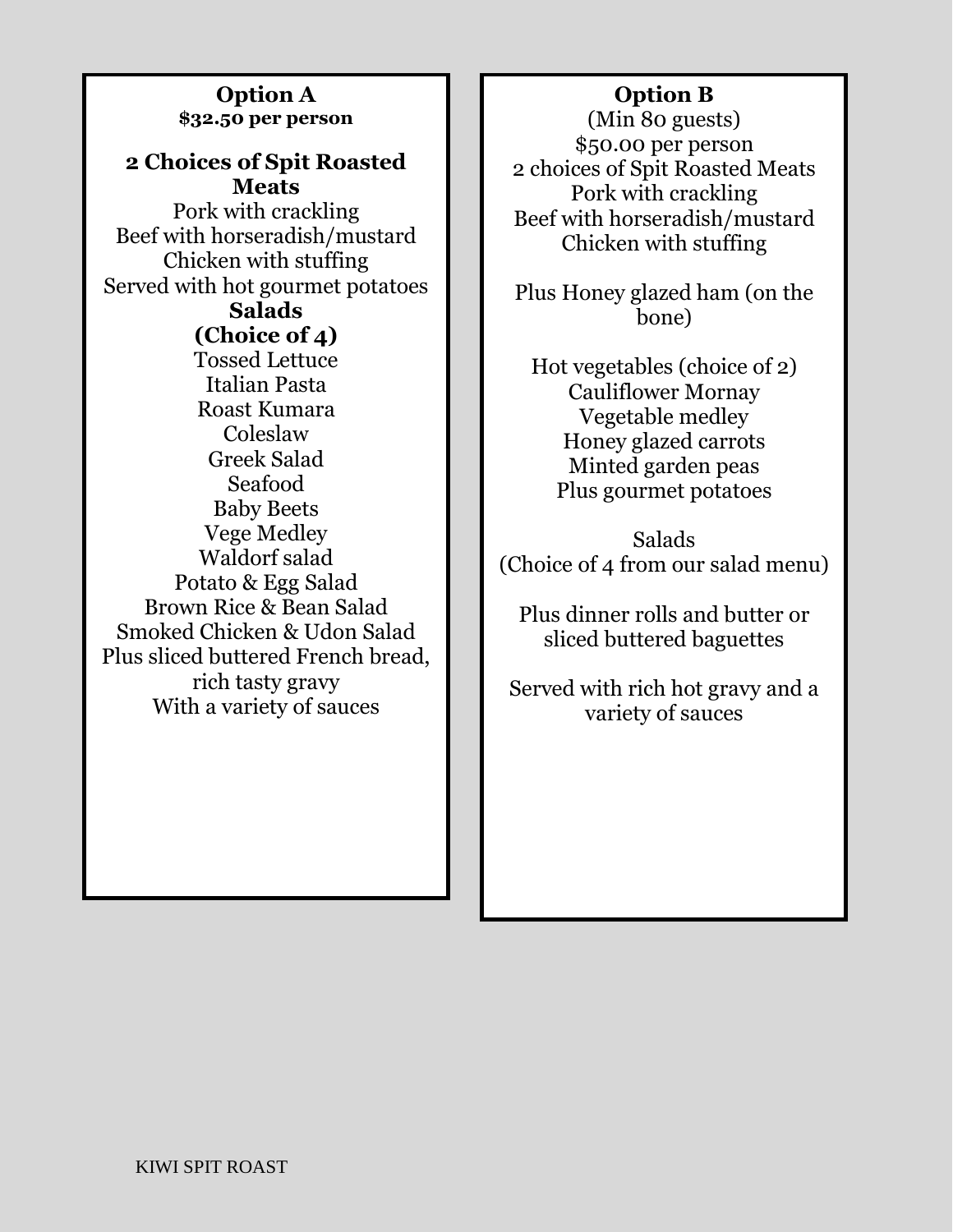## Option A
**$32.50 per person**

**2 Choices of Spit Roasted Meats**

Pork with crackling
Beef with horseradish/mustard
Chicken with stuffing
Served with hot gourmet potatoes

**Salads**
**(Choice of 4)**

Tossed Lettuce
Italian Pasta
Roast Kumara
Coleslaw
Greek Salad
Seafood
Baby Beets
Vege Medley
Waldorf salad
Potato & Egg Salad
Brown Rice & Bean Salad
Smoked Chicken & Udon Salad
Plus sliced buttered French bread, rich tasty gravy
With a variety of sauces

## Option B

(Min 80 guests)
$50.00 per person
2 choices of Spit Roasted Meats
Pork with crackling
Beef with horseradish/mustard
Chicken with stuffing

Plus Honey glazed ham (on the bone)

Hot vegetables (choice of 2)
Cauliflower Mornay
Vegetable medley
Honey glazed carrots
Minted garden peas
Plus gourmet potatoes

Salads
(Choice of 4 from our salad menu)

Plus dinner rolls and butter or sliced buttered baguettes

Served with rich hot gravy and a variety of sauces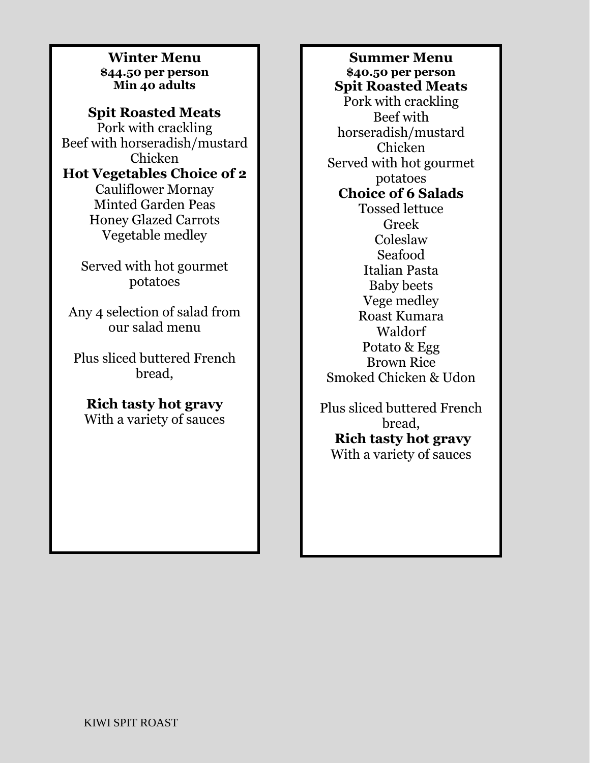## Winter Menu

**$44.50 per person**
**Min 40 adults**

### Spit Roasted Meats

Pork with crackling
Beef with horseradish/mustard
Chicken

### Hot Vegetables Choice of 2

Cauliflower Mornay
Minted Garden Peas
Honey Glazed Carrots
Vegetable medley

Served with hot gourmet potatoes

Any 4 selection of salad from our salad menu

Plus sliced buttered French bread,

**Rich tasty hot gravy**
With a variety of sauces

## Summer Menu

**$40.50 per person**

### Spit Roasted Meats

Pork with crackling
Beef with horseradish/mustard
Chicken
Served with hot gourmet potatoes

### Choice of 6 Salads

Tossed lettuce
Greek
Coleslaw
Seafood
Italian Pasta
Baby beets
Vege medley
Roast Kumara
Waldorf
Potato & Egg
Brown Rice
Smoked Chicken & Udon

Plus sliced buttered French bread,
**Rich tasty hot gravy**
With a variety of sauces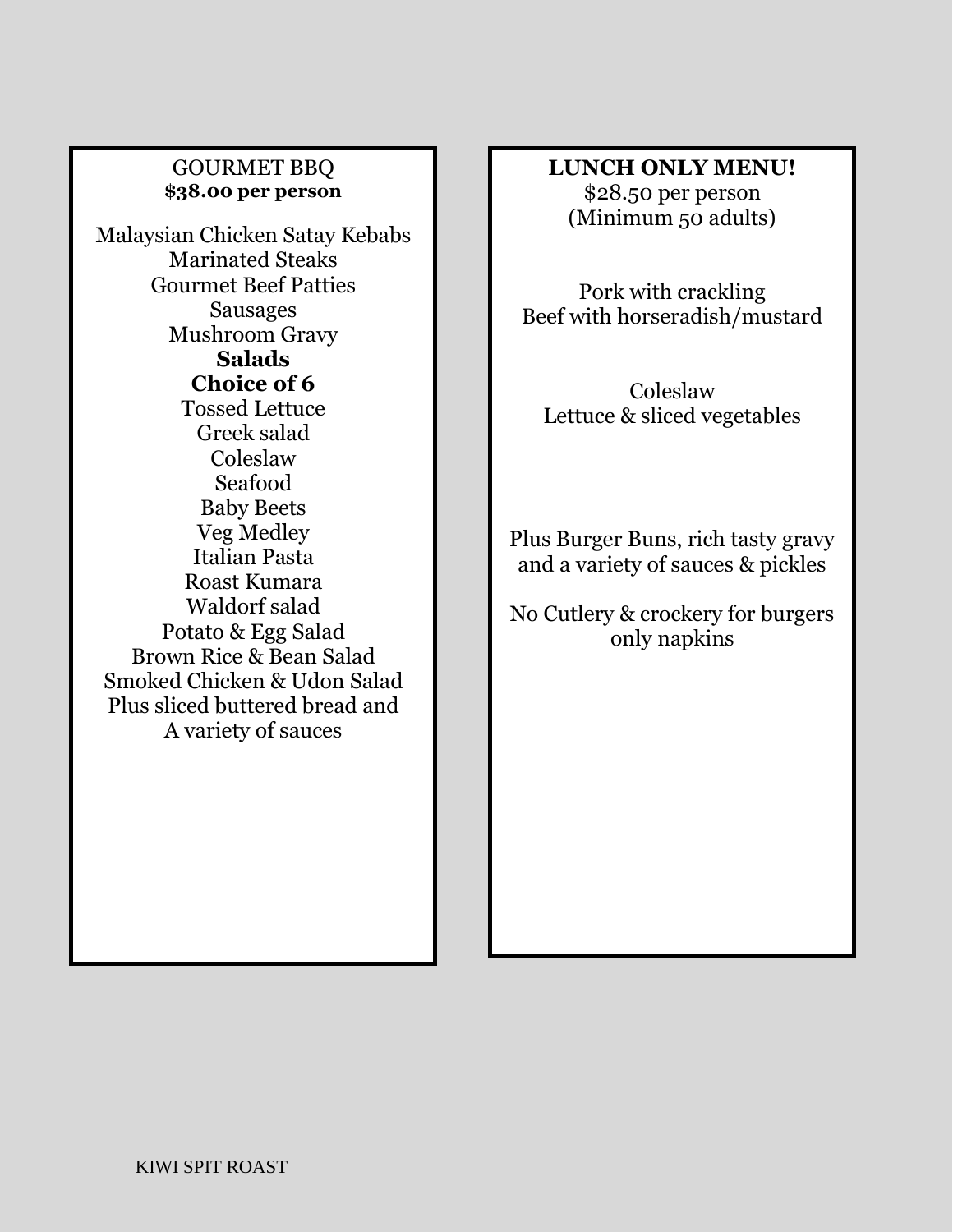## GOURMET BBQ

**$38.00 per person**

Malaysian Chicken Satay Kebabs
Marinated Steaks
Gourmet Beef Patties
Sausages
Mushroom Gravy

**Salads**

**Choice of 6**

Tossed Lettuce
Greek salad
Coleslaw
Seafood
Baby Beets
Veg Medley
Italian Pasta
Roast Kumara
Waldorf salad
Potato & Egg Salad
Brown Rice & Bean Salad
Smoked Chicken & Udon Salad
Plus sliced buttered bread and
A variety of sauces

## LUNCH ONLY MENU!

$28.50 per person
(Minimum 50 adults)

Pork with crackling
Beef with horseradish/mustard

Coleslaw
Lettuce & sliced vegetables

Plus Burger Buns, rich tasty gravy and a variety of sauces & pickles

No Cutlery & crockery for burgers only napkins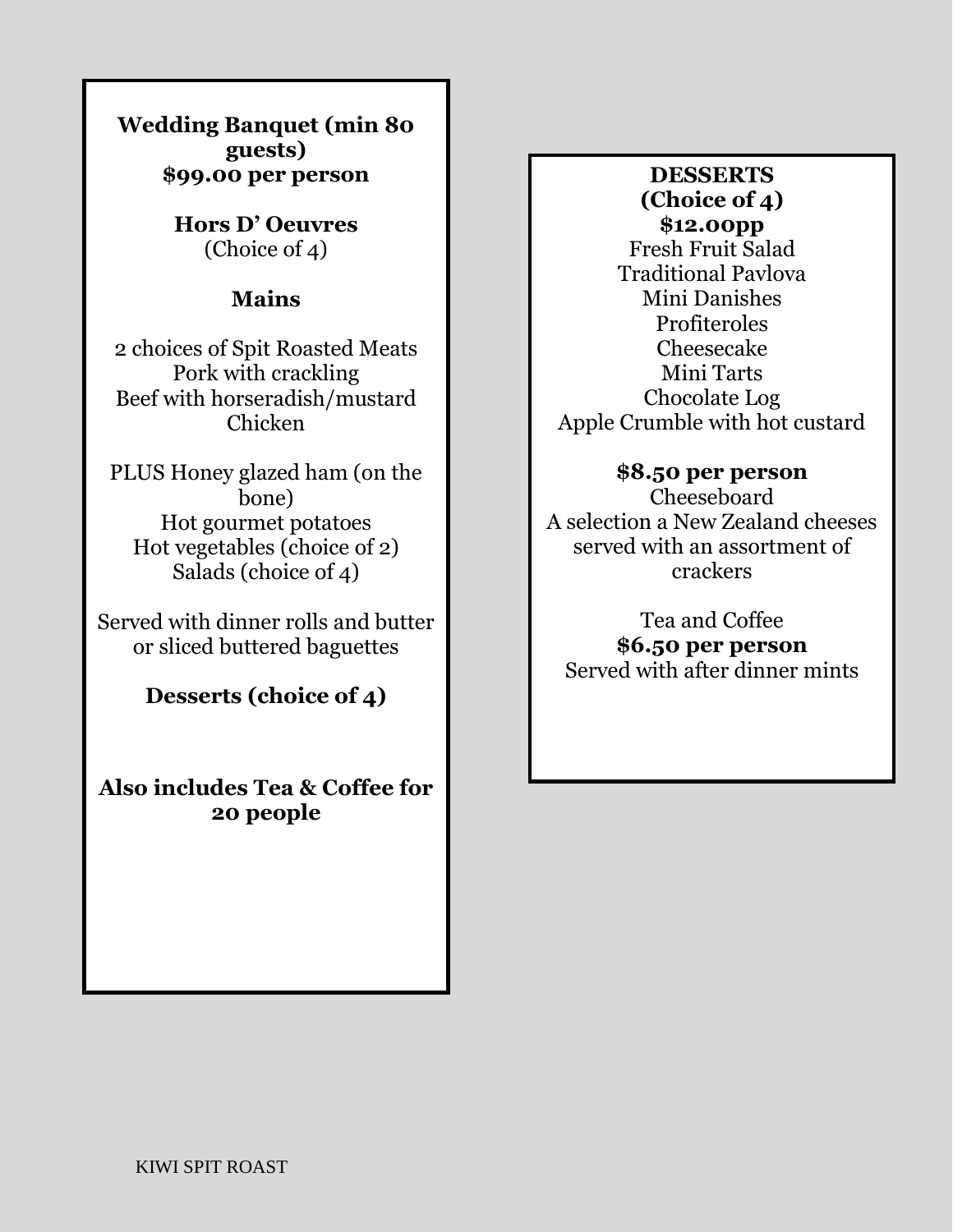**Wedding Banquet (min 80 guests)**
**$99.00 per person**

**Hors D' Oeuvres**
(Choice of 4)

**Mains**

2 choices of Spit Roasted Meats
Pork with crackling
Beef with horseradish/mustard
Chicken

PLUS Honey glazed ham (on the bone)
Hot gourmet potatoes
Hot vegetables (choice of 2)
Salads (choice of 4)

Served with dinner rolls and butter or sliced buttered baguettes

**Desserts (choice of 4)**

**Also includes Tea & Coffee for 20 people**

**DESSERTS**
**(Choice of 4)**
**$12.00pp**
Fresh Fruit Salad
Traditional Pavlova
Mini Danishes
Profiteroles
Cheesecake
Mini Tarts
Chocolate Log
Apple Crumble with hot custard

**$8.50 per person**
Cheeseboard
A selection a New Zealand cheeses served with an assortment of crackers

Tea and Coffee
**$6.50 per person**
Served with after dinner mints

KIWI SPIT ROAST